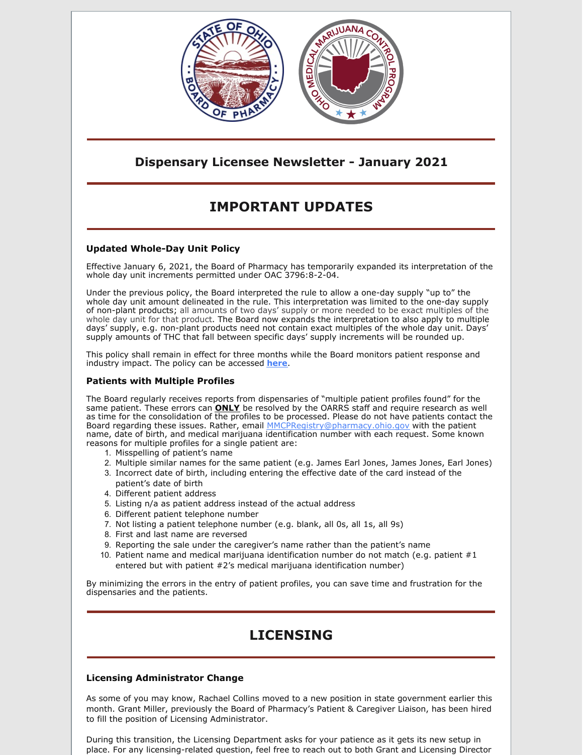# Dispensary Licensee Newsletter - January 2021

## IMPORTANT UPDATES

### Updated Whole-Day Unit Policy

Effective January 6, 2021, the Board of Pharmacy has temporarily expanded its interpretation of the whole day unit increments permitted under OAC 3796:8-2-04.

Under the previous policy, the Board interpreted the rule to allow a one-day supply "up to" the whole day unit amount delineated in the rule. This interpretation was limited to the one-day supply of non-plant products; all amounts of two days' supply or more needed to be exact multiples of the whole day unit for that product. The Board now expands the interpretation to also apply to multiple days' supply, e.g. non-plant products need not contain exact multiples of the whole day unit. Days' supply amounts of THC that fall between specific days' supply increments will be rounded up.

This policy shall remain in effect for three months while the Board monitors patient response and industry impact. The policy can be accessed **here**.

### Patients with Multiple Profiles

The Board regularly receives reports from dispensaries of "multiple patient profiles found" for the same patient. These errors can **ONLY** be resolved by the OARRS staff and require research as well as time for the consolidation of the profiles to be processed. Please do not have patients contact the Board regarding these issues. Rather, email MMCPRegistry@pharmacy.ohio.gov with the patient name, date of birth, and medical marijuana identification number with each request. Some known reasons for multiple profiles for a single patient are:

1. Misspelling of patient's name
2. Multiple similar names for the same patient (e.g. James Earl Jones, James Jones, Earl Jones)
3. Incorrect date of birth, including entering the effective date of the card instead of the patient's date of birth
4. Different patient address
5. Listing n/a as patient address instead of the actual address
6. Different patient telephone number
7. Not listing a patient telephone number (e.g. blank, all 0s, all 1s, all 9s)
8. First and last name are reversed
9. Reporting the sale under the caregiver's name rather than the patient's name
10. Patient name and medical marijuana identification number do not match (e.g. patient #1 entered but with patient #2's medical marijuana identification number)

By minimizing the errors in the entry of patient profiles, you can save time and frustration for the dispensaries and the patients.

## LICENSING

### Licensing Administrator Change

As some of you may know, Rachael Collins moved to a new position in state government earlier this month. Grant Miller, previously the Board of Pharmacy's Patient & Caregiver Liaison, has been hired to fill the position of Licensing Administrator.

During this transition, the Licensing Department asks for your patience as it gets its new setup in place. For any licensing-related question, feel free to reach out to both Grant and Licensing Director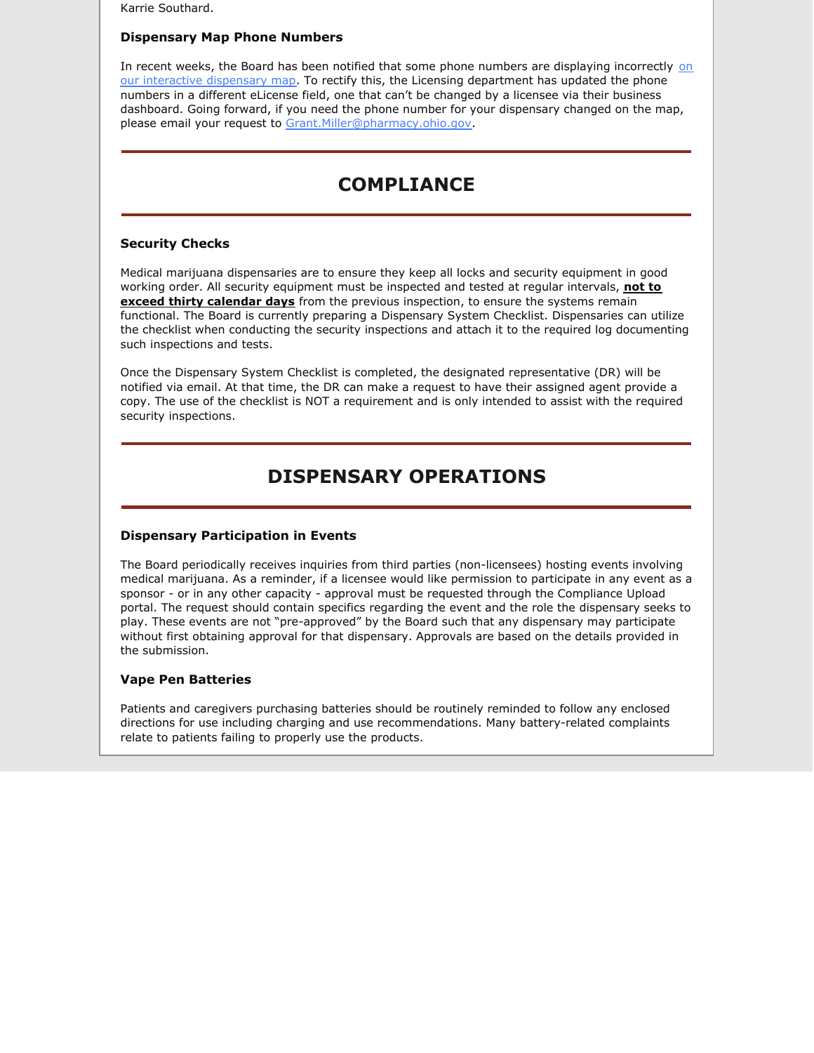Karrie Southard.

### Dispensary Map Phone Numbers

In recent weeks, the Board has been notified that some phone numbers are displaying incorrectly [on our interactive dispensary map](). To rectify this, the Licensing department has updated the phone numbers in a different eLicense field, one that can't be changed by a licensee via their business dashboard. Going forward, if you need the phone number for your dispensary changed on the map, please email your request to [Grant.Miller@pharmacy.ohio.gov](mailto:Grant.Miller@pharmacy.ohio.gov).

## COMPLIANCE

### Security Checks

Medical marijuana dispensaries are to ensure they keep all locks and security equipment in good working order. All security equipment must be inspected and tested at regular intervals, **not to exceed thirty calendar days** from the previous inspection, to ensure the systems remain functional. The Board is currently preparing a Dispensary System Checklist. Dispensaries can utilize the checklist when conducting the security inspections and attach it to the required log documenting such inspections and tests.

Once the Dispensary System Checklist is completed, the designated representative (DR) will be notified via email. At that time, the DR can make a request to have their assigned agent provide a copy. The use of the checklist is NOT a requirement and is only intended to assist with the required security inspections.

## DISPENSARY OPERATIONS

### Dispensary Participation in Events

The Board periodically receives inquiries from third parties (non-licensees) hosting events involving medical marijuana. As a reminder, if a licensee would like permission to participate in any event as a sponsor - or in any other capacity - approval must be requested through the Compliance Upload portal. The request should contain specifics regarding the event and the role the dispensary seeks to play. These events are not "pre-approved" by the Board such that any dispensary may participate without first obtaining approval for that dispensary. Approvals are based on the details provided in the submission.

### Vape Pen Batteries

Patients and caregivers purchasing batteries should be routinely reminded to follow any enclosed directions for use including charging and use recommendations. Many battery-related complaints relate to patients failing to properly use the products.